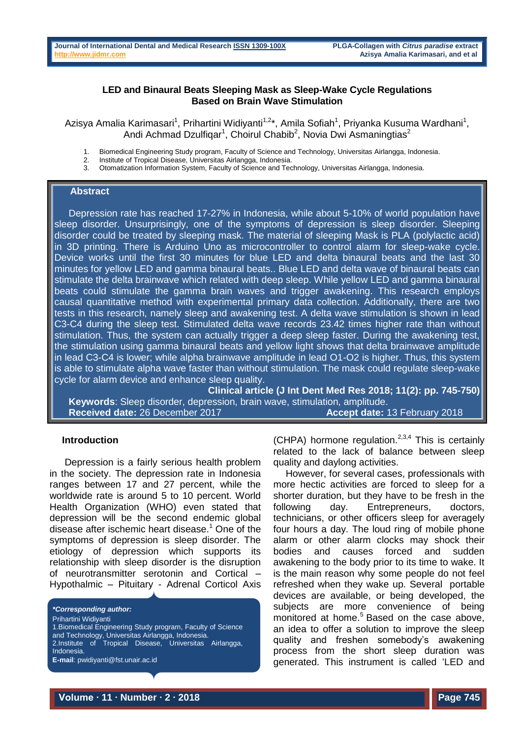# LED and Binaural Beats Sleeping Mask as Sleep-Wake Cycle Regulations Based on Brain Wave Stimulation

Azisya Amalia Karimasari[1], Prihartini Widiyanti[1,2]*, Amila Sofiah[1], Priyanka Kusuma Wardhani[1], Andi Achmad Dzulfiqar[1], Choirul Chabib[2], Novia Dwi Asmaningtias[2]

1. Biomedical Engineering Study program, Faculty of Science and Technology, Universitas Airlangga, Indonesia.
2. Institute of Tropical Disease, Universitas Airlangga, Indonesia.
3. Otomatization Information System, Faculty of Science and Technology, Universitas Airlangga, Indonesia.

## Abstract

Depression rate has reached 17-27% in Indonesia, while about 5-10% of world population have sleep disorder. Unsurprisingly, one of the symptoms of depression is sleep disorder. Sleeping disorder could be treated by sleeping mask. The material of sleeping Mask is PLA (polylactic acid) in 3D printing. There is Arduino Uno as microcontroller to control alarm for sleep-wake cycle. Device works until the first 30 minutes for blue LED and delta binaural beats and the last 30 minutes for yellow LED and gamma binaural beats.. Blue LED and delta wave of binaural beats can stimulate the delta brainwave which related with deep sleep. While yellow LED and gamma binaural beats could stimulate the gamma brain waves and trigger awakening. This research employs causal quantitative method with experimental primary data collection. Additionally, there are two tests in this research, namely sleep and awakening test. A delta wave stimulation is shown in lead C3-C4 during the sleep test. Stimulated delta wave records 23.42 times higher rate than without stimulation. Thus, the system can actually trigger a deep sleep faster. During the awakening test, the stimulation using gamma binaural beats and yellow light shows that delta brainwave amplitude in lead C3-C4 is lower; while alpha brainwave amplitude in lead O1-O2 is higher. Thus, this system is able to stimulate alpha wave faster than without stimulation. The mask could regulate sleep-wake cycle for alarm device and enhance sleep quality.

**Clinical article (J Int Dent Med Res 2018; 11(2): pp. 745-750)**

**Keywords**: Sleep disorder, depression, brain wave, stimulation, amplitude.

**Received date:** 26 December 2017 **Accept date:** 13 February 2018

## Introduction

Depression is a fairly serious health problem in the society. The depression rate in Indonesia ranges between 17 and 27 percent, while the worldwide rate is around 5 to 10 percent. World Health Organization (WHO) even stated that depression will be the second endemic global disease after ischemic heart disease.[1] One of the symptoms of depression is sleep disorder. The etiology of depression which supports its relationship with sleep disorder is the disruption of neurotransmitter serotonin and Cortical – Hypothalmic – Pituitary - Adrenal Corticol Axis (CHPA) hormone regulation.[2,3,4] This is certainly related to the lack of balance between sleep quality and daylong activities.

However, for several cases, professionals with more hectic activities are forced to sleep for a shorter duration, but they have to be fresh in the following day. Entrepreneurs, doctors, technicians, or other officers sleep for averagely four hours a day. The loud ring of mobile phone alarm or other alarm clocks may shock their bodies and causes forced and sudden awakening to the body prior to its time to wake. It is the main reason why some people do not feel refreshed when they wake up. Several portable devices are available, or being developed, the subjects are more convenience of being monitored at home.[5] Based on the case above, an idea to offer a solution to improve the sleep quality and freshen somebody's awakening process from the short sleep duration was generated. This instrument is called 'LED and

***Corresponding author:***
Prihartini Widiyanti
1.Biomedical Engineering Study program, Faculty of Science and Technology, Universitas Airlangga, Indonesia.
2.Institute of Tropical Disease, Universitas Airlangga, Indonesia.
**E-mail**: pwidiyanti@fst.unair.ac.id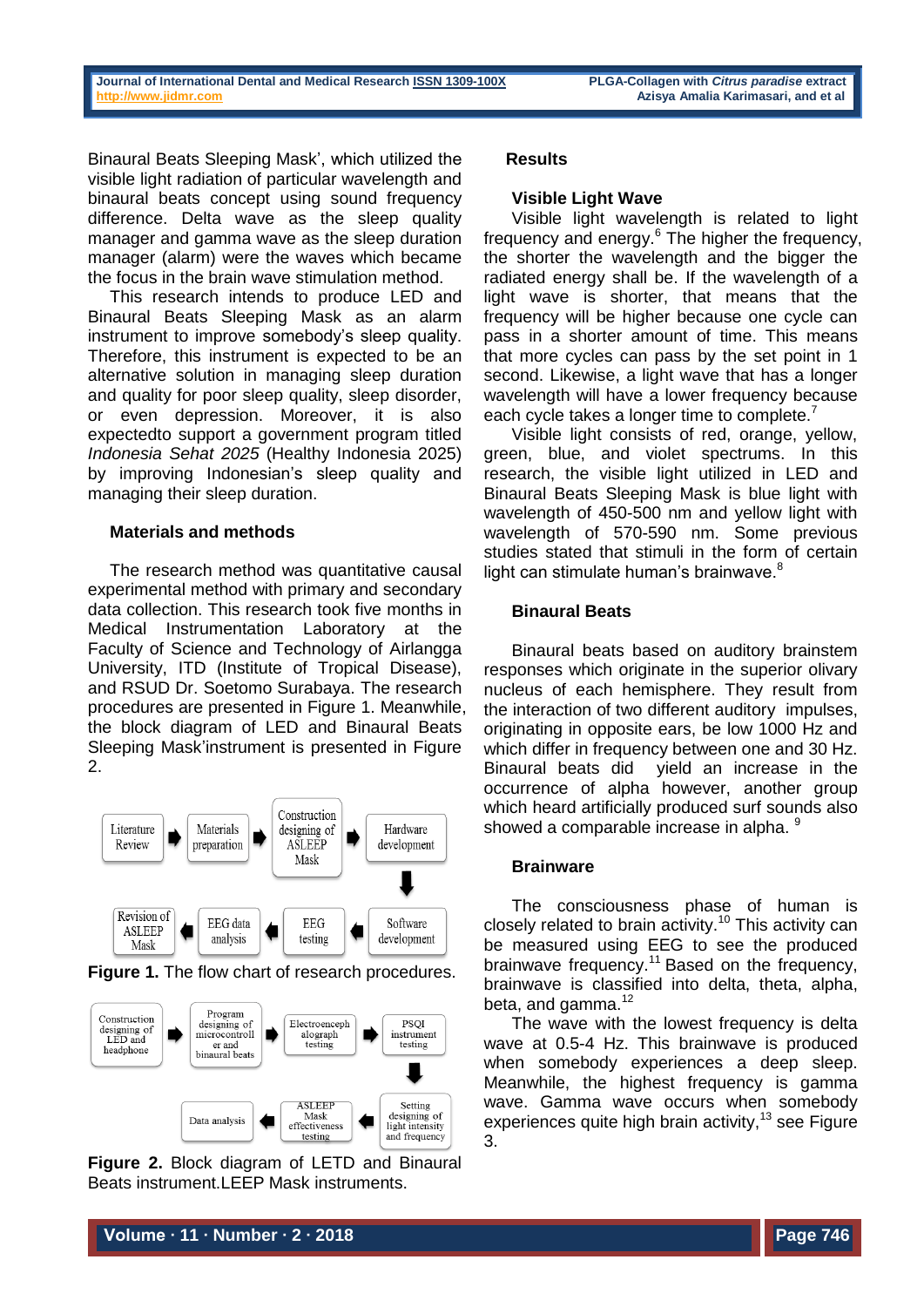Binaural Beats Sleeping Mask', which utilized the visible light radiation of particular wavelength and binaural beats concept using sound frequency difference. Delta wave as the sleep quality manager and gamma wave as the sleep duration manager (alarm) were the waves which became the focus in the brain wave stimulation method.

This research intends to produce LED and Binaural Beats Sleeping Mask as an alarm instrument to improve somebody's sleep quality. Therefore, this instrument is expected to be an alternative solution in managing sleep duration and quality for poor sleep quality, sleep disorder, or even depression. Moreover, it is also expectedto support a government program titled *Indonesia Sehat 2025* (Healthy Indonesia 2025) by improving Indonesian's sleep quality and managing their sleep duration.

## Materials and methods

The research method was quantitative causal experimental method with primary and secondary data collection. This research took five months in Medical Instrumentation Laboratory at the Faculty of Science and Technology of Airlangga University, ITD (Institute of Tropical Disease), and RSUD Dr. Soetomo Surabaya. The research procedures are presented in Figure 1. Meanwhile, the block diagram of LED and Binaural Beats Sleeping Mask'instrument is presented in Figure 2.

Literature Review → Materials preparation → Construction designing of ASLEEP Mask → Hardware development → Software development → EEG testing → EEG data analysis → Revision of ASLEEP Mask

**Figure 1.** The flow chart of research procedures.

Construction designing of LED and headphone → Program designing of microcontroller and binaural beats → Electroencephalograph testing → PSQI instrument testing → Setting designing of light intensity and frequency → ASLEEP Mask effectiveness testing → Data analysis

**Figure 2.** Block diagram of LETD and Binaural Beats instrument.LEEP Mask instruments.

## Results

### Visible Light Wave

Visible light wavelength is related to light frequency and energy.[6] The higher the frequency, the shorter the wavelength and the bigger the radiated energy shall be. If the wavelength of a light wave is shorter, that means that the frequency will be higher because one cycle can pass in a shorter amount of time. This means that more cycles can pass by the set point in 1 second. Likewise, a light wave that has a longer wavelength will have a lower frequency because each cycle takes a longer time to complete.[7]

Visible light consists of red, orange, yellow, green, blue, and violet spectrums. In this research, the visible light utilized in LED and Binaural Beats Sleeping Mask is blue light with wavelength of 450-500 nm and yellow light with wavelength of 570-590 nm. Some previous studies stated that stimuli in the form of certain light can stimulate human's brainwave.[8]

### Binaural Beats

Binaural beats based on auditory brainstem responses which originate in the superior olivary nucleus of each hemisphere. They result from the interaction of two different auditory impulses, originating in opposite ears, be low 1000 Hz and which differ in frequency between one and 30 Hz. Binaural beats did yield an increase in the occurrence of alpha however, another group which heard artificially produced surf sounds also showed a comparable increase in alpha.[9]

### Brainware

The consciousness phase of human is closely related to brain activity.[10] This activity can be measured using EEG to see the produced brainwave frequency.[11] Based on the frequency, brainwave is classified into delta, theta, alpha, beta, and gamma.[12]

The wave with the lowest frequency is delta wave at 0.5-4 Hz. This brainwave is produced when somebody experiences a deep sleep. Meanwhile, the highest frequency is gamma wave. Gamma wave occurs when somebody experiences quite high brain activity,[13] see Figure 3.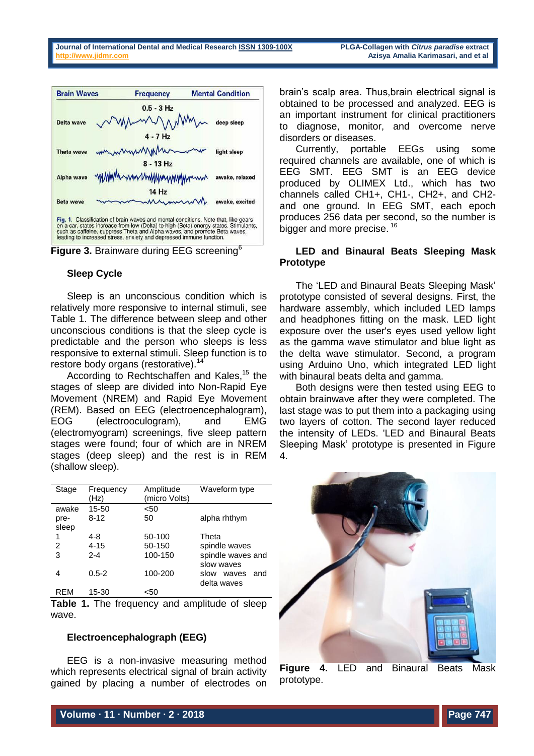Figure 3. Brainware during EEG screening[6]

### Sleep Cycle

Sleep is an unconscious condition which is relatively more responsive to internal stimuli, see Table 1. The difference between sleep and other unconscious conditions is that the sleep cycle is predictable and the person who sleeps is less responsive to external stimuli. Sleep function is to restore body organs (restorative).[14]

According to Rechtschaffen and Kales,[15] the stages of sleep are divided into Non-Rapid Eye Movement (NREM) and Rapid Eye Movement (REM). Based on EEG (electroencephalogram), EOG (electrooculogram), and EMG (electromyogram) screenings, five sleep pattern stages were found; four of which are in NREM stages (deep sleep) and the rest is in REM (shallow sleep).

| Stage | Frequency (Hz) | Amplitude (micro Volts) | Waveform type |
| --- | --- | --- | --- |
| awake | 15-50 | <50 | |
| pre-sleep | 8-12 | 50 | alpha rhthym |
| 1 | 4-8 | 50-100 | Theta |
| 2 | 4-15 | 50-150 | spindle waves |
| 3 | 2-4 | 100-150 | spindle waves and slow waves |
| 4 | 0.5-2 | 100-200 | slow waves and delta waves |
| REM | 15-30 | <50 | |

**Table 1.** The frequency and amplitude of sleep wave.

### Electroencephalograph (EEG)

EEG is a non-invasive measuring method which represents electrical signal of brain activity gained by placing a number of electrodes on brain's scalp area. Thus,brain electrical signal is obtained to be processed and analyzed. EEG is an important instrument for clinical practitioners to diagnose, monitor, and overcome nerve disorders or diseases.

Currently, portable EEGs using some required channels are available, one of which is EEG SMT. EEG SMT is an EEG device produced by OLIMEX Ltd., which has two channels called CH1+, CH1-, CH2+, and CH2- and one ground. In EEG SMT, each epoch produces 256 data per second, so the number is bigger and more precise. [16]

### LED and Binaural Beats Sleeping Mask Prototype

The 'LED and Binaural Beats Sleeping Mask' prototype consisted of several designs. First, the hardware assembly, which included LED lamps and headphones fitting on the mask. LED light exposure over the user's eyes used yellow light as the gamma wave stimulator and blue light as the delta wave stimulator. Second, a program using Arduino Uno, which integrated LED light with binaural beats delta and gamma.

Both designs were then tested using EEG to obtain brainwave after they were completed. The last stage was to put them into a packaging using two layers of cotton. The second layer reduced the intensity of LEDs. 'LED and Binaural Beats Sleeping Mask' prototype is presented in Figure 4.

**Figure 4.** LED and Binaural Beats Mask prototype.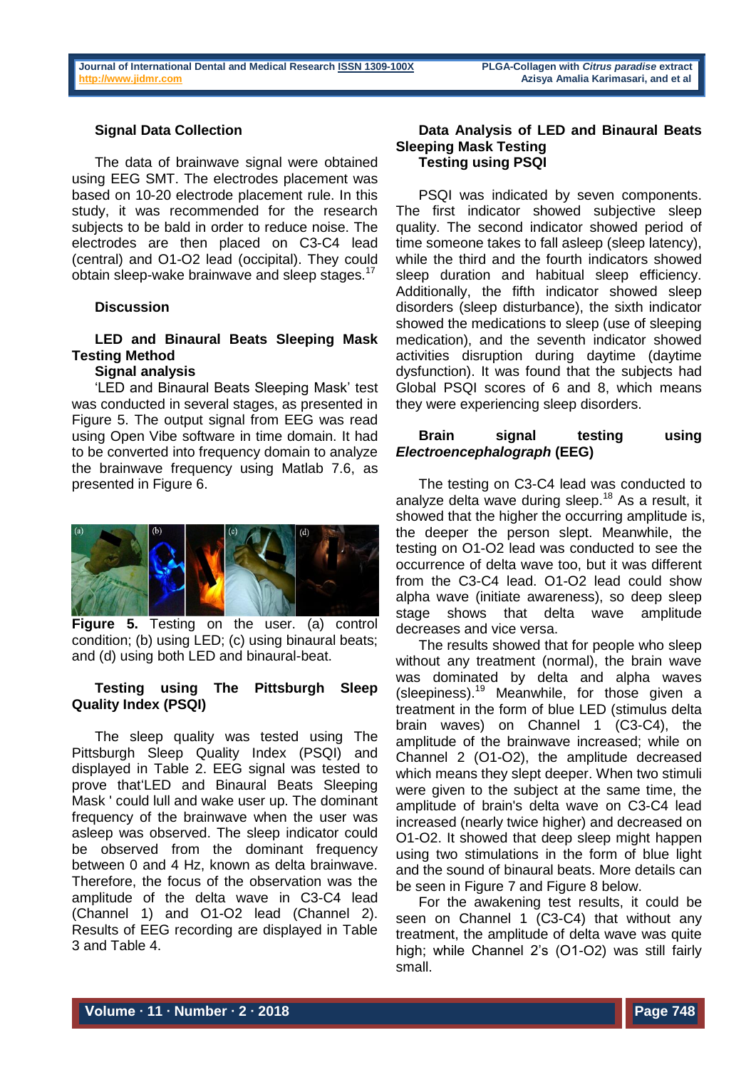### Signal Data Collection

The data of brainwave signal were obtained using EEG SMT. The electrodes placement was based on 10-20 electrode placement rule. In this study, it was recommended for the research subjects to be bald in order to reduce noise. The electrodes are then placed on C3-C4 lead (central) and O1-O2 lead (occipital). They could obtain sleep-wake brainwave and sleep stages.[17]

## Discussion

### LED and Binaural Beats Sleeping Mask Testing Method

#### Signal analysis

'LED and Binaural Beats Sleeping Mask' test was conducted in several stages, as presented in Figure 5. The output signal from EEG was read using Open Vibe software in time domain. It had to be converted into frequency domain to analyze the brainwave frequency using Matlab 7.6, as presented in Figure 6.

**Figure 5.** Testing on the user. (a) control condition; (b) using LED; (c) using binaural beats; and (d) using both LED and binaural-beat.

### Testing using The Pittsburgh Sleep Quality Index (PSQI)

The sleep quality was tested using The Pittsburgh Sleep Quality Index (PSQI) and displayed in Table 2. EEG signal was tested to prove that'LED and Binaural Beats Sleeping Mask ' could lull and wake user up. The dominant frequency of the brainwave when the user was asleep was observed. The sleep indicator could be observed from the dominant frequency between 0 and 4 Hz, known as delta brainwave. Therefore, the focus of the observation was the amplitude of the delta wave in C3-C4 lead (Channel 1) and O1-O2 lead (Channel 2). Results of EEG recording are displayed in Table 3 and Table 4.

### Data Analysis of LED and Binaural Beats Sleeping Mask Testing

#### Testing using PSQI

PSQI was indicated by seven components. The first indicator showed subjective sleep quality. The second indicator showed period of time someone takes to fall asleep (sleep latency), while the third and the fourth indicators showed sleep duration and habitual sleep efficiency. Additionally, the fifth indicator showed sleep disorders (sleep disturbance), the sixth indicator showed the medications to sleep (use of sleeping medication), and the seventh indicator showed activities disruption during daytime (daytime dysfunction). It was found that the subjects had Global PSQI scores of 6 and 8, which means they were experiencing sleep disorders.

#### Brain signal testing using *Electroencephalograph* (EEG)

The testing on C3-C4 lead was conducted to analyze delta wave during sleep.[18] As a result, it showed that the higher the occurring amplitude is, the deeper the person slept. Meanwhile, the testing on O1-O2 lead was conducted to see the occurrence of delta wave too, but it was different from the C3-C4 lead. O1-O2 lead could show alpha wave (initiate awareness), so deep sleep stage shows that delta wave amplitude decreases and vice versa.

The results showed that for people who sleep without any treatment (normal), the brain wave was dominated by delta and alpha waves (sleepiness).[19] Meanwhile, for those given a treatment in the form of blue LED (stimulus delta brain waves) on Channel 1 (C3-C4), the amplitude of the brainwave increased; while on Channel 2 (O1-O2), the amplitude decreased which means they slept deeper. When two stimuli were given to the subject at the same time, the amplitude of brain's delta wave on C3-C4 lead increased (nearly twice higher) and decreased on O1-O2. It showed that deep sleep might happen using two stimulations in the form of blue light and the sound of binaural beats. More details can be seen in Figure 7 and Figure 8 below.

For the awakening test results, it could be seen on Channel 1 (C3-C4) that without any treatment, the amplitude of delta wave was quite high; while Channel 2's (O1-O2) was still fairly small.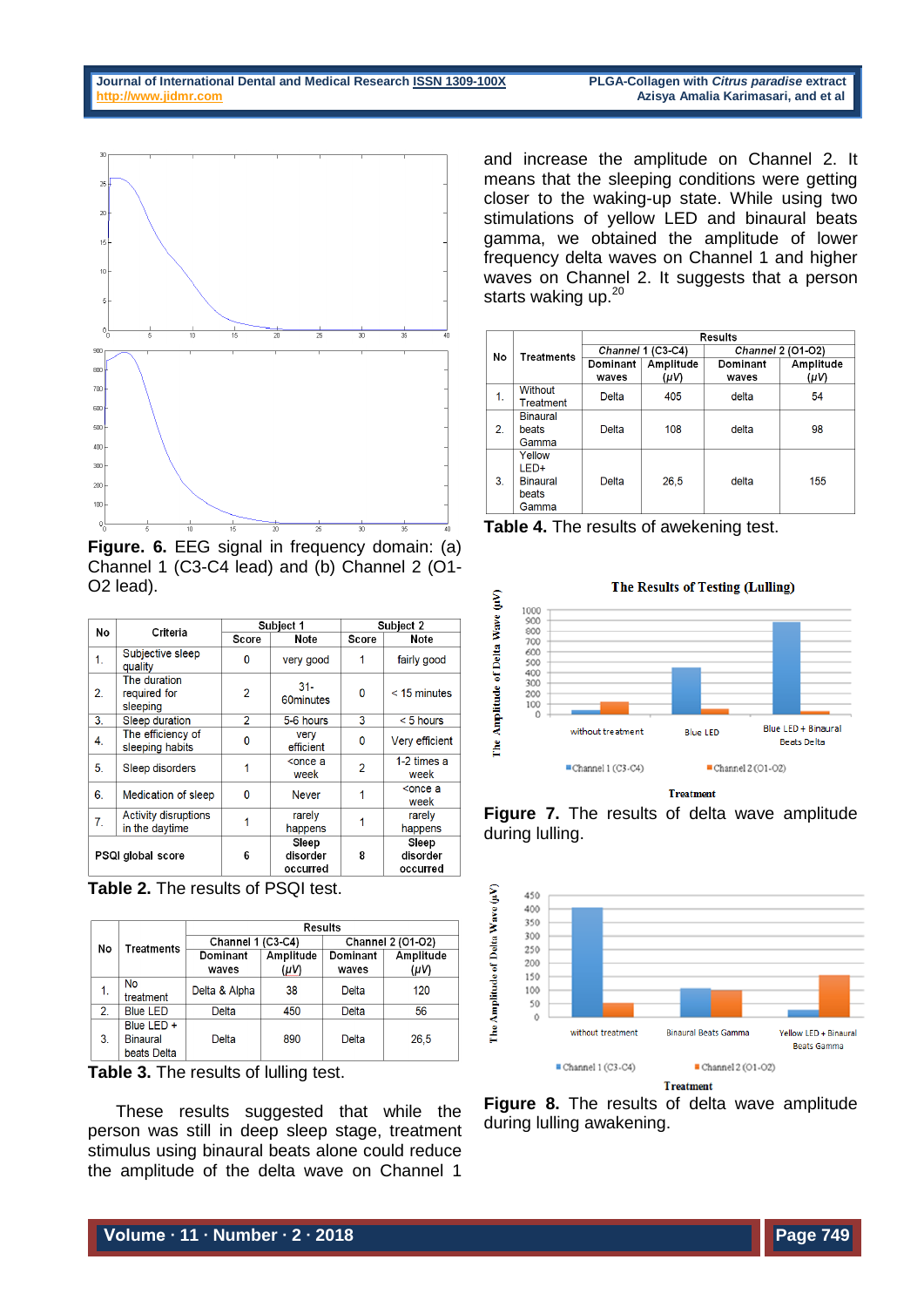Figure. 6. EEG signal in frequency domain: (a) Channel 1 (C3-C4 lead) and (b) Channel 2 (O1-O2 lead).

| No | Criteria | Subject 1 | | Subject 2 | |
|---|---|---|---|---|---|
| | | Score | Note | Score | Note |
| 1. | Subjective sleep quality | 0 | very good | 1 | fairly good |
| 2. | The duration required for sleeping | 2 | 31-60minutes | 0 | < 15 minutes |
| 3. | Sleep duration | 2 | 5-6 hours | 3 | < 5 hours |
| 4. | The efficiency of sleeping habits | 0 | very efficient | 0 | Very efficient |
| 5. | Sleep disorders | 1 | <once a week | 2 | 1-2 times a week |
| 6. | Medication of sleep | 0 | Never | 1 | <once a week |
| 7. | Activity disruptions in the daytime | 1 | rarely happens | 1 | rarely happens |
| | PSQI global score | 6 | Sleep disorder occurred | 8 | Sleep disorder occurred |

**Table 2.** The results of PSQI test.

| No | Treatments | Results | | | |
|---|---|---|---|---|---|
| | | Channel 1 (C3-C4) | | Channel 2 (O1-O2) | |
| | | Dominant waves | Amplitude ($\mu V$) | Dominant waves | Amplitude ($\mu V$) |
| 1. | No treatment | Delta & Alpha | 38 | Delta | 120 |
| 2. | Blue LED | Delta | 450 | Delta | 56 |
| 3. | Blue LED + Binaural beats Delta | Delta | 890 | Delta | 26,5 |

**Table 3.** The results of lulling test.

These results suggested that while the person was still in deep sleep stage, treatment stimulus using binaural beats alone could reduce the amplitude of the delta wave on Channel 1 and increase the amplitude on Channel 2. It means that the sleeping conditions were getting closer to the waking-up state. While using two stimulations of yellow LED and binaural beats gamma, we obtained the amplitude of lower frequency delta waves on Channel 1 and higher waves on Channel 2. It suggests that a person starts waking up.[20]

| No | Treatments | Results | | | |
|---|---|---|---|---|---|
| | | *Channel* 1 (C3-C4) | | *Channel* 2 (O1-O2) | |
| | | Dominant waves | Amplitude ($\mu V$) | Dominant waves | Amplitude ($\mu V$) |
| 1. | Without Treatment | Delta | 405 | delta | 54 |
| 2. | Binaural beats Gamma | Delta | 108 | delta | 98 |
| 3. | Yellow LED+ Binaural beats Gamma | Delta | 26,5 | delta | 155 |

**Table 4.** The results of awekening test.

**Figure 7.** The results of delta wave amplitude during lulling.

**Figure 8.** The results of delta wave amplitude during lulling awakening.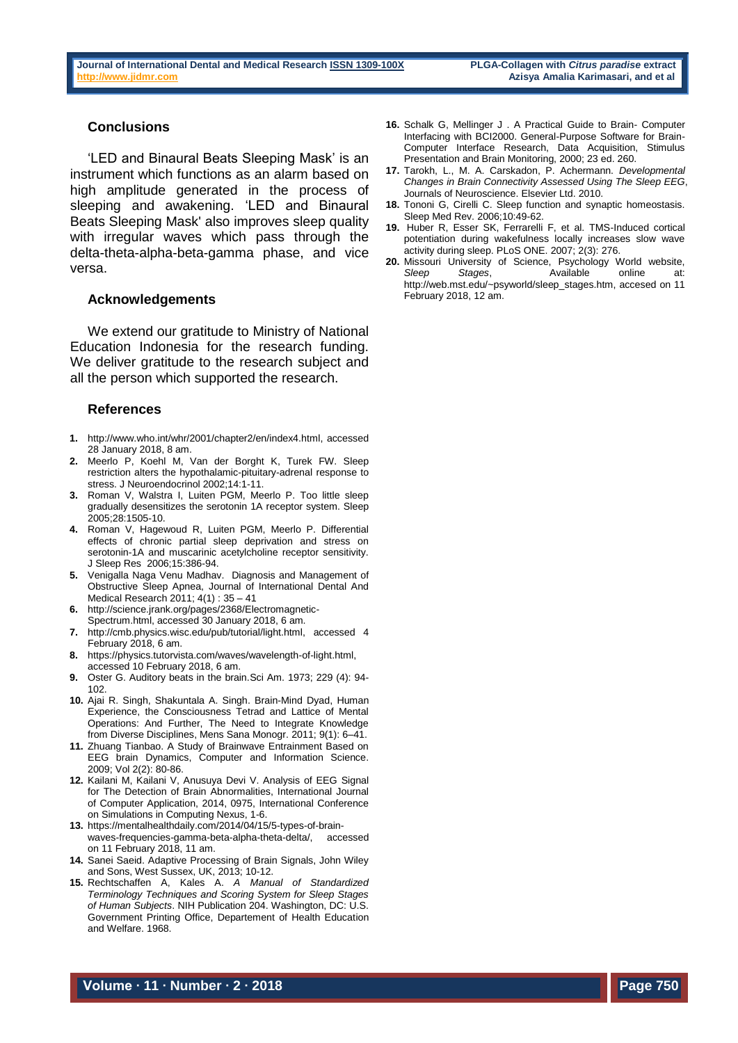## Conclusions

'LED and Binaural Beats Sleeping Mask' is an instrument which functions as an alarm based on high amplitude generated in the process of sleeping and awakening. 'LED and Binaural Beats Sleeping Mask' also improves sleep quality with irregular waves which pass through the delta-theta-alpha-beta-gamma phase, and vice versa.

## Acknowledgements

We extend our gratitude to Ministry of National Education Indonesia for the research funding. We deliver gratitude to the research subject and all the person which supported the research.

## References

1. http://www.who.int/whr/2001/chapter2/en/index4.html, accessed 28 January 2018, 8 am.
2. Meerlo P, Koehl M, Van der Borght K, Turek FW. Sleep restriction alters the hypothalamic-pituitary-adrenal response to stress. J Neuroendocrinol 2002;14:1-11.
3. Roman V, Walstra I, Luiten PGM, Meerlo P. Too little sleep gradually desensitizes the serotonin 1A receptor system. Sleep 2005;28:1505-10.
4. Roman V, Hagewoud R, Luiten PGM, Meerlo P. Differential effects of chronic partial sleep deprivation and stress on serotonin-1A and muscarinic acetylcholine receptor sensitivity. J Sleep Res 2006;15:386-94.
5. Venigalla Naga Venu Madhav. Diagnosis and Management of Obstructive Sleep Apnea, Journal of International Dental And Medical Research 2011; 4(1) : 35 – 41
6. http://science.jrank.org/pages/2368/Electromagnetic-Spectrum.html, accessed 30 January 2018, 6 am.
7. http://cmb.physics.wisc.edu/pub/tutorial/light.html, accessed 4 February 2018, 6 am.
8. https://physics.tutorvista.com/waves/wavelength-of-light.html, accessed 10 February 2018, 6 am.
9. Oster G. Auditory beats in the brain.Sci Am. 1973; 229 (4): 94-102.
10. Ajai R. Singh, Shakuntala A. Singh. Brain-Mind Dyad, Human Experience, the Consciousness Tetrad and Lattice of Mental Operations: And Further, The Need to Integrate Knowledge from Diverse Disciplines, Mens Sana Monogr. 2011; 9(1): 6–41.
11. Zhuang Tianbao. A Study of Brainwave Entrainment Based on EEG brain Dynamics, Computer and Information Science. 2009; Vol 2(2): 80-86.
12. Kailani M, Kailani V, Anusuya Devi V. Analysis of EEG Signal for The Detection of Brain Abnormalities, International Journal of Computer Application, 2014, 0975, International Conference on Simulations in Computing Nexus, 1-6.
13. https://mentalhealthdaily.com/2014/04/15/5-types-of-brain-waves-frequencies-gamma-beta-alpha-theta-delta/, accessed on 11 February 2018, 11 am.
14. Sanei Saeid. Adaptive Processing of Brain Signals, John Wiley and Sons, West Sussex, UK, 2013; 10-12.
15. Rechtschaffen A, Kales A. *A Manual of Standardized Terminology Techniques and Scoring System for Sleep Stages of Human Subjects*. NIH Publication 204. Washington, DC: U.S. Government Printing Office, Departement of Health Education and Welfare. 1968.
16. Schalk G, Mellinger J . A Practical Guide to Brain- Computer Interfacing with BCI2000. General-Purpose Software for Brain-Computer Interface Research, Data Acquisition, Stimulus Presentation and Brain Monitoring, 2000; 23 ed. 260.
17. Tarokh, L., M. A. Carskadon, P. Achermann. *Developmental Changes in Brain Connectivity Assessed Using The Sleep EEG*, Journals of Neuroscience. Elsevier Ltd. 2010.
18. Tononi G, Cirelli C. Sleep function and synaptic homeostasis. Sleep Med Rev. 2006;10:49-62.
19. Huber R, Esser SK, Ferrarelli F, et al. TMS-Induced cortical potentiation during wakefulness locally increases slow wave activity during sleep. PLoS ONE. 2007; 2(3): 276.
20. Missouri University of Science, Psychology World website, *Sleep Stages*, Available online at: http://web.mst.edu/~psyworld/sleep_stages.htm, accesed on 11 February 2018, 12 am.